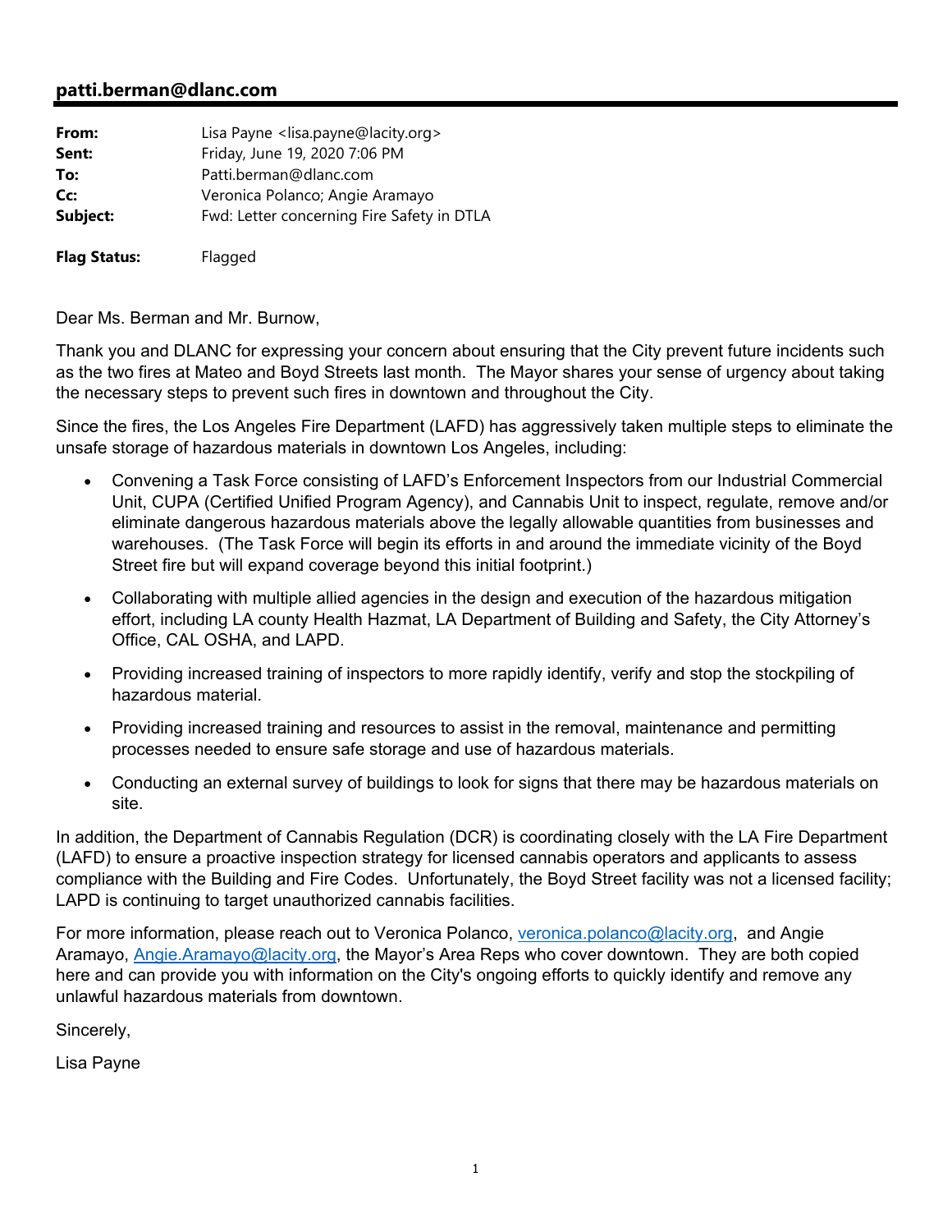## patti.berman@dlanc.com

| | |
|---|---|
| **From:** | Lisa Payne <lisa.payne@lacity.org> |
| **Sent:** | Friday, June 19, 2020 7:06 PM |
| **To:** | Patti.berman@dlanc.com |
| **Cc:** | Veronica Polanco; Angie Aramayo |
| **Subject:** | Fwd: Letter concerning Fire Safety in DTLA |

**Flag Status:** Flagged

Dear Ms. Berman and Mr. Burnow,

Thank you and DLANC for expressing your concern about ensuring that the City prevent future incidents such as the two fires at Mateo and Boyd Streets last month. The Mayor shares your sense of urgency about taking the necessary steps to prevent such fires in downtown and throughout the City.

Since the fires, the Los Angeles Fire Department (LAFD) has aggressively taken multiple steps to eliminate the unsafe storage of hazardous materials in downtown Los Angeles, including:

- Convening a Task Force consisting of LAFD's Enforcement Inspectors from our Industrial Commercial Unit, CUPA (Certified Unified Program Agency), and Cannabis Unit to inspect, regulate, remove and/or eliminate dangerous hazardous materials above the legally allowable quantities from businesses and warehouses. (The Task Force will begin its efforts in and around the immediate vicinity of the Boyd Street fire but will expand coverage beyond this initial footprint.)
- Collaborating with multiple allied agencies in the design and execution of the hazardous mitigation effort, including LA county Health Hazmat, LA Department of Building and Safety, the City Attorney's Office, CAL OSHA, and LAPD.
- Providing increased training of inspectors to more rapidly identify, verify and stop the stockpiling of hazardous material.
- Providing increased training and resources to assist in the removal, maintenance and permitting processes needed to ensure safe storage and use of hazardous materials.
- Conducting an external survey of buildings to look for signs that there may be hazardous materials on site.

In addition, the Department of Cannabis Regulation (DCR) is coordinating closely with the LA Fire Department (LAFD) to ensure a proactive inspection strategy for licensed cannabis operators and applicants to assess compliance with the Building and Fire Codes. Unfortunately, the Boyd Street facility was not a licensed facility; LAPD is continuing to target unauthorized cannabis facilities.

For more information, please reach out to Veronica Polanco, veronica.polanco@lacity.org, and Angie Aramayo, Angie.Aramayo@lacity.org, the Mayor's Area Reps who cover downtown. They are both copied here and can provide you with information on the City's ongoing efforts to quickly identify and remove any unlawful hazardous materials from downtown.

Sincerely,

Lisa Payne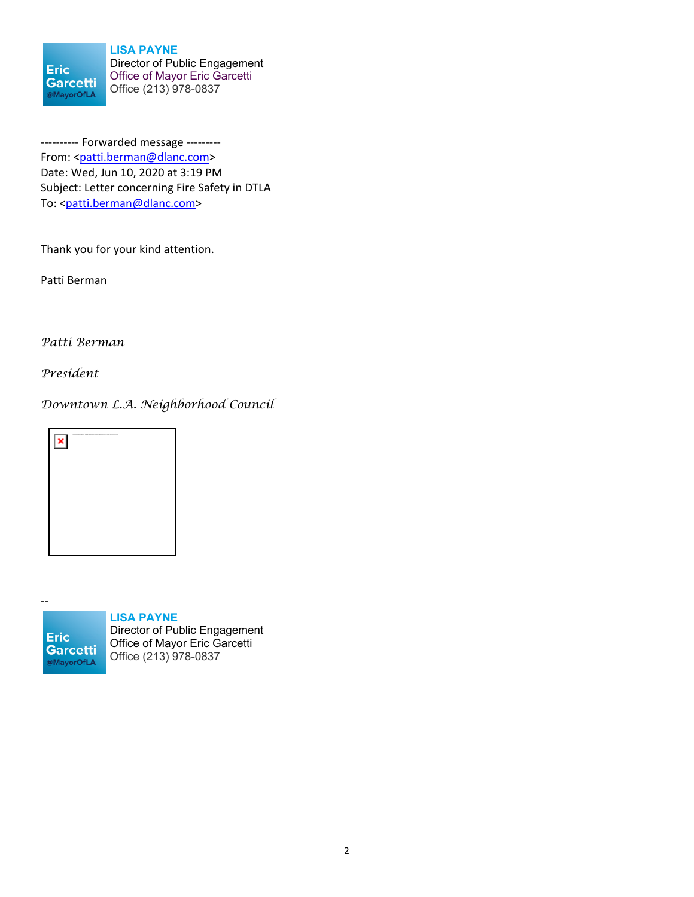**LISA PAYNE**
Director of Public Engagement
Office of Mayor Eric Garcetti
Office (213) 978-0837

---------- Forwarded message ---------
From: <patti.berman@dlanc.com>
Date: Wed, Jun 10, 2020 at 3:19 PM
Subject: Letter concerning Fire Safety in DTLA
To: <patti.berman@dlanc.com>

Thank you for your kind attention.

Patti Berman

*Patti Berman*

*President*

*Downtown L.A. Neighborhood Council*

--

**LISA PAYNE**
Director of Public Engagement
Office of Mayor Eric Garcetti
Office (213) 978-0837